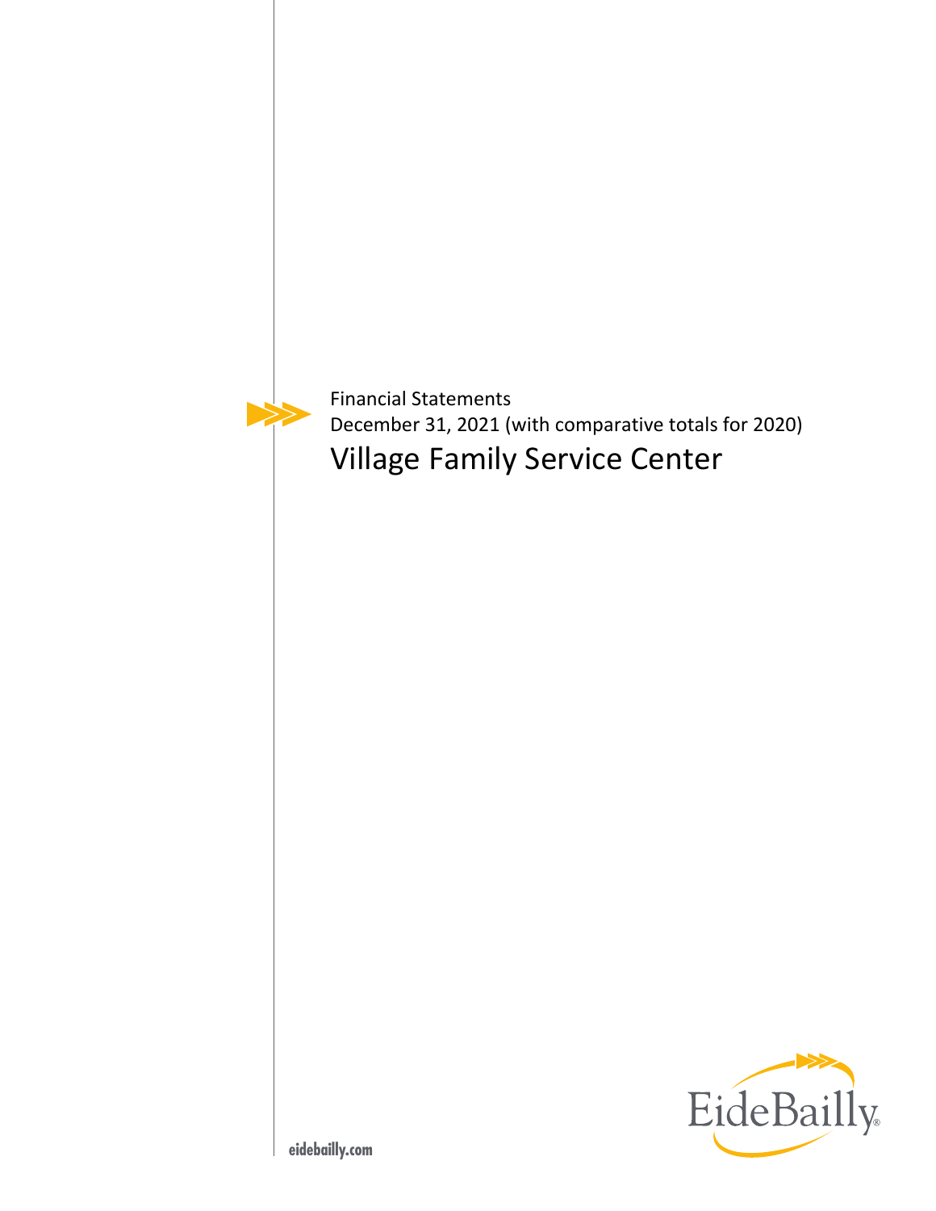Financial Statements

December 31, 2021 (with comparative totals for 2020)

# Village Family Service Center

EideBailly

eidebailly.com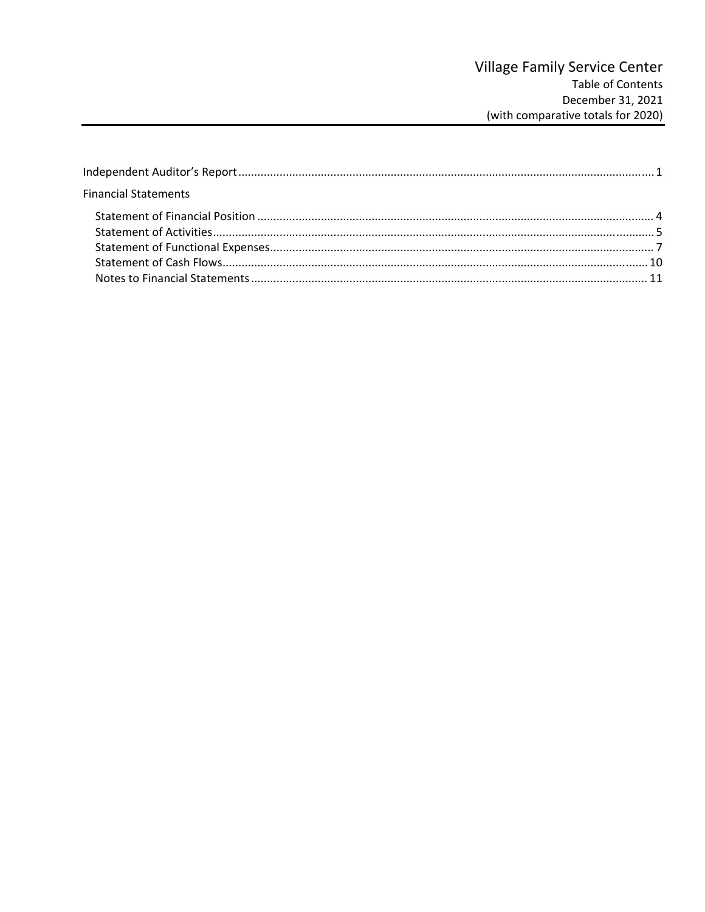# Village Family Service Center

Table of Contents

December 31, 2021

(with comparative totals for 2020)

Independent Auditor's Report ........................................................................................ 1

Financial Statements

- Statement of Financial Position ........................................................................................ 4
- Statement of Activities ........................................................................................ 5
- Statement of Functional Expenses ........................................................................................ 7
- Statement of Cash Flows ........................................................................................ 10
- Notes to Financial Statements ........................................................................................ 11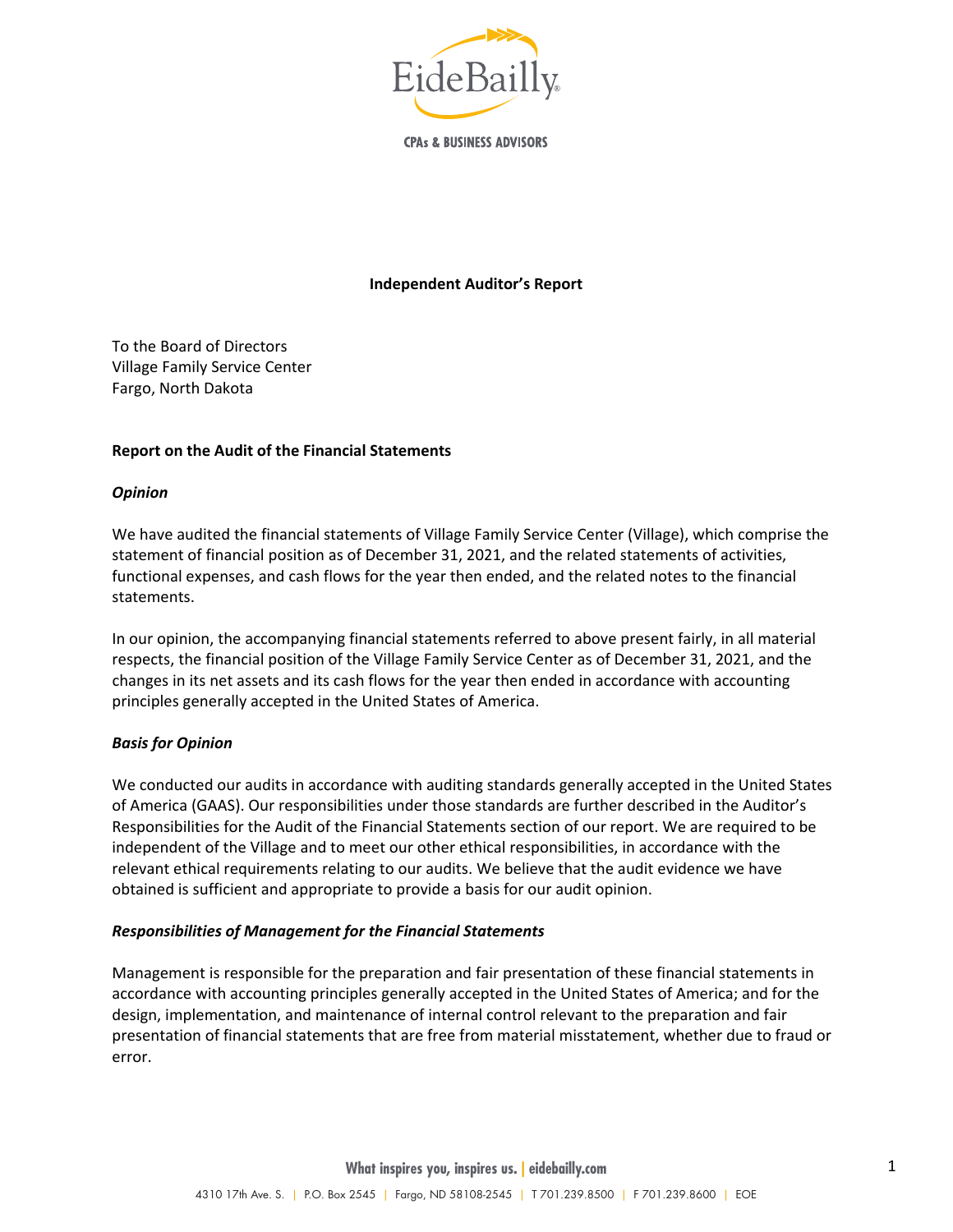# Independent Auditor's Report

To the Board of Directors
Village Family Service Center
Fargo, North Dakota

## Report on the Audit of the Financial Statements

### *Opinion*

We have audited the financial statements of Village Family Service Center (Village), which comprise the statement of financial position as of December 31, 2021, and the related statements of activities, functional expenses, and cash flows for the year then ended, and the related notes to the financial statements.

In our opinion, the accompanying financial statements referred to above present fairly, in all material respects, the financial position of the Village Family Service Center as of December 31, 2021, and the changes in its net assets and its cash flows for the year then ended in accordance with accounting principles generally accepted in the United States of America.

### *Basis for Opinion*

We conducted our audits in accordance with auditing standards generally accepted in the United States of America (GAAS). Our responsibilities under those standards are further described in the Auditor's Responsibilities for the Audit of the Financial Statements section of our report. We are required to be independent of the Village and to meet our other ethical responsibilities, in accordance with the relevant ethical requirements relating to our audits. We believe that the audit evidence we have obtained is sufficient and appropriate to provide a basis for our audit opinion.

### *Responsibilities of Management for the Financial Statements*

Management is responsible for the preparation and fair presentation of these financial statements in accordance with accounting principles generally accepted in the United States of America; and for the design, implementation, and maintenance of internal control relevant to the preparation and fair presentation of financial statements that are free from material misstatement, whether due to fraud or error.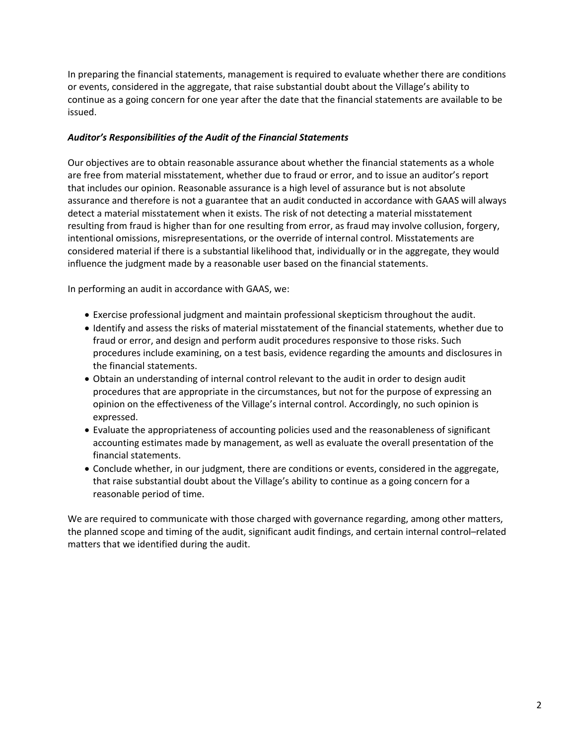In preparing the financial statements, management is required to evaluate whether there are conditions or events, considered in the aggregate, that raise substantial doubt about the Village's ability to continue as a going concern for one year after the date that the financial statements are available to be issued.

***Auditor's Responsibilities of the Audit of the Financial Statements***

Our objectives are to obtain reasonable assurance about whether the financial statements as a whole are free from material misstatement, whether due to fraud or error, and to issue an auditor's report that includes our opinion. Reasonable assurance is a high level of assurance but is not absolute assurance and therefore is not a guarantee that an audit conducted in accordance with GAAS will always detect a material misstatement when it exists. The risk of not detecting a material misstatement resulting from fraud is higher than for one resulting from error, as fraud may involve collusion, forgery, intentional omissions, misrepresentations, or the override of internal control. Misstatements are considered material if there is a substantial likelihood that, individually or in the aggregate, they would influence the judgment made by a reasonable user based on the financial statements.

In performing an audit in accordance with GAAS, we:

- Exercise professional judgment and maintain professional skepticism throughout the audit.
- Identify and assess the risks of material misstatement of the financial statements, whether due to fraud or error, and design and perform audit procedures responsive to those risks. Such procedures include examining, on a test basis, evidence regarding the amounts and disclosures in the financial statements.
- Obtain an understanding of internal control relevant to the audit in order to design audit procedures that are appropriate in the circumstances, but not for the purpose of expressing an opinion on the effectiveness of the Village's internal control. Accordingly, no such opinion is expressed.
- Evaluate the appropriateness of accounting policies used and the reasonableness of significant accounting estimates made by management, as well as evaluate the overall presentation of the financial statements.
- Conclude whether, in our judgment, there are conditions or events, considered in the aggregate, that raise substantial doubt about the Village's ability to continue as a going concern for a reasonable period of time.

We are required to communicate with those charged with governance regarding, among other matters, the planned scope and timing of the audit, significant audit findings, and certain internal control–related matters that we identified during the audit.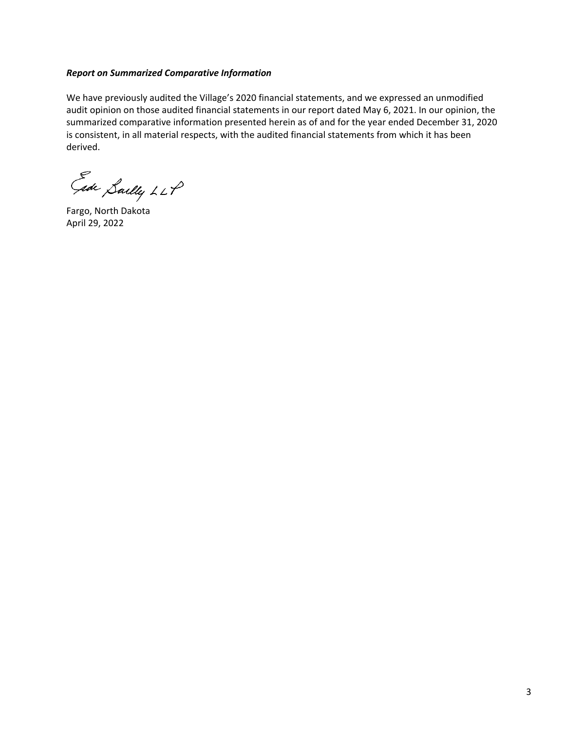***Report on Summarized Comparative Information***

We have previously audited the Village's 2020 financial statements, and we expressed an unmodified audit opinion on those audited financial statements in our report dated May 6, 2021. In our opinion, the summarized comparative information presented herein as of and for the year ended December 31, 2020 is consistent, in all material respects, with the audited financial statements from which it has been derived.

Eide Bailly LLP

Fargo, North Dakota
April 29, 2022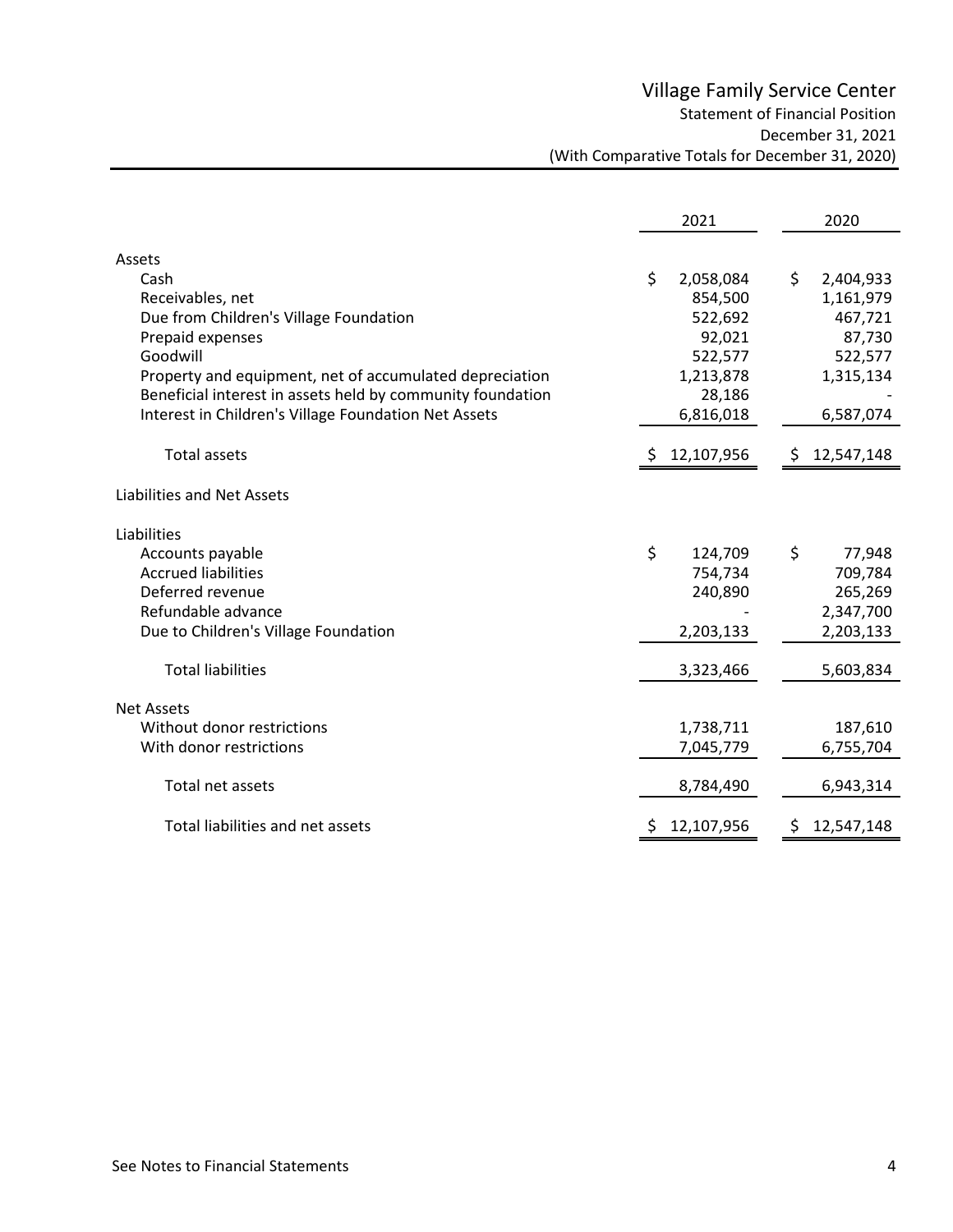# Village Family Service Center

## Statement of Financial Position

December 31, 2021

(With Comparative Totals for December 31, 2020)

| | 2021 | 2020 |
|---|---|---|
| **Assets** | | |
| Cash | $ 2,058,084 | $ 2,404,933 |
| Receivables, net | 854,500 | 1,161,979 |
| Due from Children's Village Foundation | 522,692 | 467,721 |
| Prepaid expenses | 92,021 | 87,730 |
| Goodwill | 522,577 | 522,577 |
| Property and equipment, net of accumulated depreciation | 1,213,878 | 1,315,134 |
| Beneficial interest in assets held by community foundation | 28,186 | - |
| Interest in Children's Village Foundation Net Assets | 6,816,018 | 6,587,074 |
| Total assets | $ 12,107,956 | $ 12,547,148 |
| **Liabilities and Net Assets** | | |
| **Liabilities** | | |
| Accounts payable | $ 124,709 | $ 77,948 |
| Accrued liabilities | 754,734 | 709,784 |
| Deferred revenue | 240,890 | 265,269 |
| Refundable advance | - | 2,347,700 |
| Due to Children's Village Foundation | 2,203,133 | 2,203,133 |
| Total liabilities | 3,323,466 | 5,603,834 |
| **Net Assets** | | |
| Without donor restrictions | 1,738,711 | 187,610 |
| With donor restrictions | 7,045,779 | 6,755,704 |
| Total net assets | 8,784,490 | 6,943,314 |
| Total liabilities and net assets | $ 12,107,956 | $ 12,547,148 |

See Notes to Financial Statements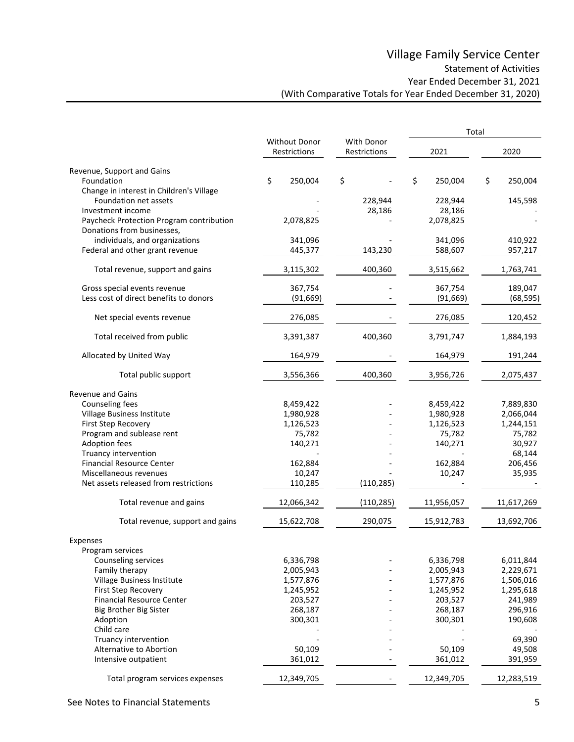# Village Family Service Center

## Statement of Activities

### Year Ended December 31, 2021

### (With Comparative Totals for Year Ended December 31, 2020)

| | Without Donor Restrictions | With Donor Restrictions | Total 2021 | Total 2020 |
|---|---|---|---|---|
| **Revenue, Support and Gains** | | | | |
| Foundation | $ 250,004 | $ - | $ 250,004 | $ 250,004 |
| Change in interest in Children's Village Foundation net assets | - | 228,944 | 228,944 | 145,598 |
| Investment income | - | 28,186 | 28,186 | - |
| Paycheck Protection Program contribution | 2,078,825 | - | 2,078,825 | - |
| Donations from businesses, individuals, and organizations | 341,096 | - | 341,096 | 410,922 |
| Federal and other grant revenue | 445,377 | 143,230 | 588,607 | 957,217 |
| Total revenue, support and gains | 3,115,302 | 400,360 | 3,515,662 | 1,763,741 |
| Gross special events revenue | 367,754 | - | 367,754 | 189,047 |
| Less cost of direct benefits to donors | (91,669) | - | (91,669) | (68,595) |
| Net special events revenue | 276,085 | - | 276,085 | 120,452 |
| Total received from public | 3,391,387 | 400,360 | 3,791,747 | 1,884,193 |
| Allocated by United Way | 164,979 | - | 164,979 | 191,244 |
| Total public support | 3,556,366 | 400,360 | 3,956,726 | 2,075,437 |
| **Revenue and Gains** | | | | |
| Counseling fees | 8,459,422 | - | 8,459,422 | 7,889,830 |
| Village Business Institute | 1,980,928 | - | 1,980,928 | 2,066,044 |
| First Step Recovery | 1,126,523 | - | 1,126,523 | 1,244,151 |
| Program and sublease rent | 75,782 | - | 75,782 | 75,782 |
| Adoption fees | 140,271 | - | 140,271 | 30,927 |
| Truancy intervention | - | - | - | 68,144 |
| Financial Resource Center | 162,884 | - | 162,884 | 206,456 |
| Miscellaneous revenues | 10,247 | - | 10,247 | 35,935 |
| Net assets released from restrictions | 110,285 | (110,285) | - | - |
| Total revenue and gains | 12,066,342 | (110,285) | 11,956,057 | 11,617,269 |
| Total revenue, support and gains | 15,622,708 | 290,075 | 15,912,783 | 13,692,706 |
| **Expenses** | | | | |
| Program services | | | | |
| Counseling services | 6,336,798 | - | 6,336,798 | 6,011,844 |
| Family therapy | 2,005,943 | - | 2,005,943 | 2,229,671 |
| Village Business Institute | 1,577,876 | - | 1,577,876 | 1,506,016 |
| First Step Recovery | 1,245,952 | - | 1,245,952 | 1,295,618 |
| Financial Resource Center | 203,527 | - | 203,527 | 241,989 |
| Big Brother Big Sister | 268,187 | - | 268,187 | 296,916 |
| Adoption | 300,301 | - | 300,301 | 190,608 |
| Child care | - | - | - | - |
| Truancy intervention | - | - | - | 69,390 |
| Alternative to Abortion | 50,109 | - | 50,109 | 49,508 |
| Intensive outpatient | 361,012 | - | 361,012 | 391,959 |
| Total program services expenses | 12,349,705 | - | 12,349,705 | 12,283,519 |

See Notes to Financial Statements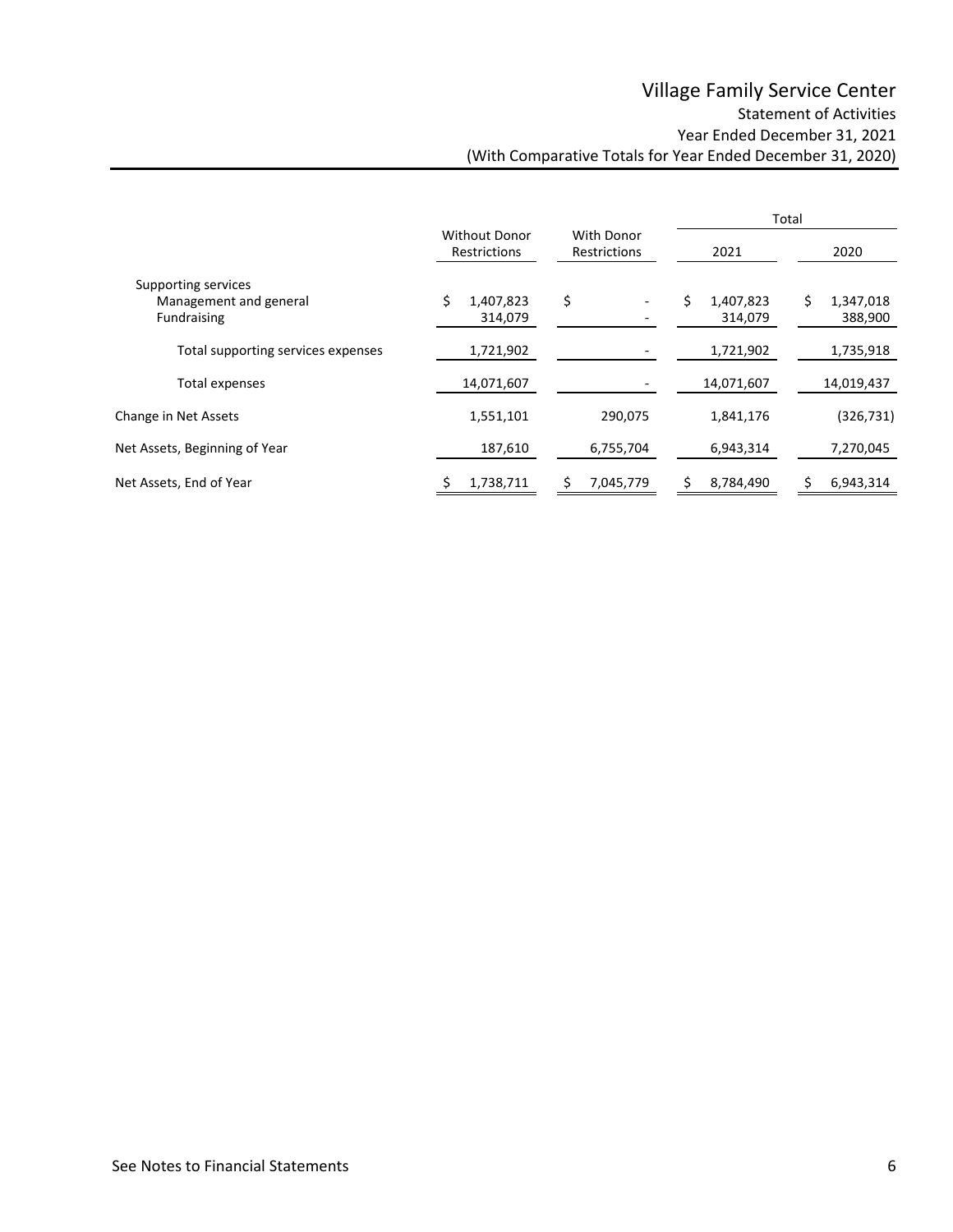# Village Family Service Center

## Statement of Activities
### Year Ended December 31, 2021
### (With Comparative Totals for Year Ended December 31, 2020)

| | Without Donor Restrictions | With Donor Restrictions | Total 2021 | Total 2020 |
|---|---|---|---|---|
| Supporting services | | | | |
| Management and general | $ 1,407,823 | $ - | $ 1,407,823 | $ 1,347,018 |
| Fundraising | 314,079 | - | 314,079 | 388,900 |
| Total supporting services expenses | 1,721,902 | - | 1,721,902 | 1,735,918 |
| Total expenses | 14,071,607 | - | 14,071,607 | 14,019,437 |
| Change in Net Assets | 1,551,101 | 290,075 | 1,841,176 | (326,731) |
| Net Assets, Beginning of Year | 187,610 | 6,755,704 | 6,943,314 | 7,270,045 |
| Net Assets, End of Year | $ 1,738,711 | $ 7,045,779 | $ 8,784,490 | $ 6,943,314 |

See Notes to Financial Statements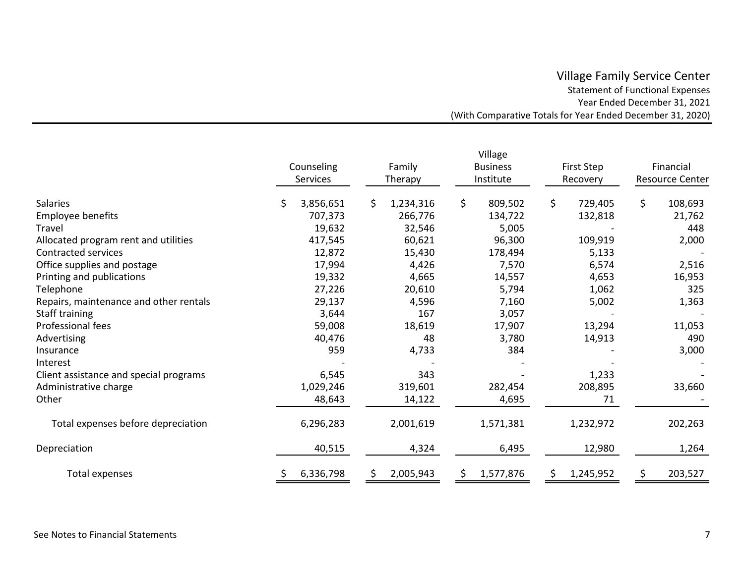# Village Family Service Center

Statement of Functional Expenses

Year Ended December 31, 2021

(With Comparative Totals for Year Ended December 31, 2020)

| | Counseling Services | Family Therapy | Village Business Institute | First Step Recovery | Financial Resource Center |
|---|---|---|---|---|---|
| Salaries | $ 3,856,651 | $ 1,234,316 | $ 809,502 | $ 729,405 | $ 108,693 |
| Employee benefits | 707,373 | 266,776 | 134,722 | 132,818 | 21,762 |
| Travel | 19,632 | 32,546 | 5,005 | - | 448 |
| Allocated program rent and utilities | 417,545 | 60,621 | 96,300 | 109,919 | 2,000 |
| Contracted services | 12,872 | 15,430 | 178,494 | 5,133 | - |
| Office supplies and postage | 17,994 | 4,426 | 7,570 | 6,574 | 2,516 |
| Printing and publications | 19,332 | 4,665 | 14,557 | 4,653 | 16,953 |
| Telephone | 27,226 | 20,610 | 5,794 | 1,062 | 325 |
| Repairs, maintenance and other rentals | 29,137 | 4,596 | 7,160 | 5,002 | 1,363 |
| Staff training | 3,644 | 167 | 3,057 | - | - |
| Professional fees | 59,008 | 18,619 | 17,907 | 13,294 | 11,053 |
| Advertising | 40,476 | 48 | 3,780 | 14,913 | 490 |
| Insurance | 959 | 4,733 | 384 | - | 3,000 |
| Interest | - | - | - | - | - |
| Client assistance and special programs | 6,545 | 343 | - | 1,233 | - |
| Administrative charge | 1,029,246 | 319,601 | 282,454 | 208,895 | 33,660 |
| Other | 48,643 | 14,122 | 4,695 | 71 | - |
| Total expenses before depreciation | 6,296,283 | 2,001,619 | 1,571,381 | 1,232,972 | 202,263 |
| Depreciation | 40,515 | 4,324 | 6,495 | 12,980 | 1,264 |
| Total expenses | $ 6,336,798 | $ 2,005,943 | $ 1,577,876 | $ 1,245,952 | $ 203,527 |

See Notes to Financial Statements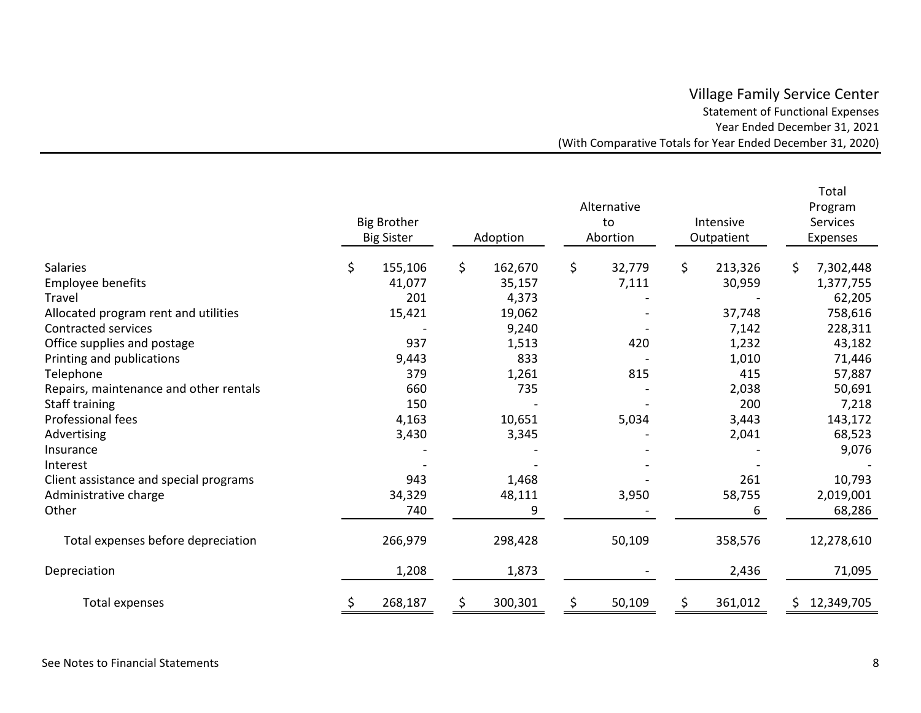# Village Family Service Center

Statement of Functional Expenses

Year Ended December 31, 2021

(With Comparative Totals for Year Ended December 31, 2020)

| | Big Brother Big Sister | Adoption | Alternative to Abortion | Intensive Outpatient | Total Program Services Expenses |
|---|---|---|---|---|---|
| Salaries | $ 155,106 | $ 162,670 | $ 32,779 | $ 213,326 | $ 7,302,448 |
| Employee benefits | 41,077 | 35,157 | 7,111 | 30,959 | 1,377,755 |
| Travel | 201 | 4,373 | - | - | 62,205 |
| Allocated program rent and utilities | 15,421 | 19,062 | - | 37,748 | 758,616 |
| Contracted services | - | 9,240 | - | 7,142 | 228,311 |
| Office supplies and postage | 937 | 1,513 | 420 | 1,232 | 43,182 |
| Printing and publications | 9,443 | 833 | - | 1,010 | 71,446 |
| Telephone | 379 | 1,261 | 815 | 415 | 57,887 |
| Repairs, maintenance and other rentals | 660 | 735 | - | 2,038 | 50,691 |
| Staff training | 150 | - | - | 200 | 7,218 |
| Professional fees | 4,163 | 10,651 | 5,034 | 3,443 | 143,172 |
| Advertising | 3,430 | 3,345 | - | 2,041 | 68,523 |
| Insurance | - | - | - | - | 9,076 |
| Interest | - | - | - | - | - |
| Client assistance and special programs | 943 | 1,468 | - | 261 | 10,793 |
| Administrative charge | 34,329 | 48,111 | 3,950 | 58,755 | 2,019,001 |
| Other | 740 | 9 | - | 6 | 68,286 |
| Total expenses before depreciation | 266,979 | 298,428 | 50,109 | 358,576 | 12,278,610 |
| Depreciation | 1,208 | 1,873 | - | 2,436 | 71,095 |
| Total expenses | $ 268,187 | $ 300,301 | $ 50,109 | $ 361,012 | $ 12,349,705 |

See Notes to Financial Statements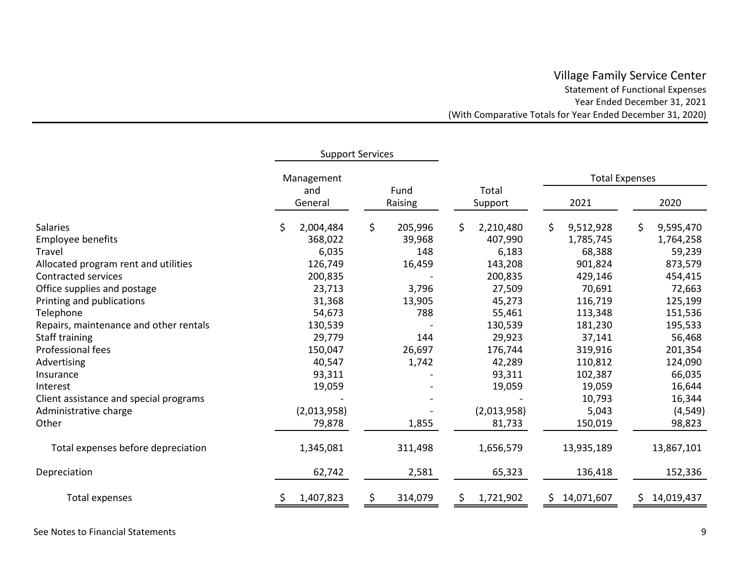# Village Family Service Center

## Statement of Functional Expenses

Year Ended December 31, 2021

(With Comparative Totals for Year Ended December 31, 2020)

| | Support Services | | | Total Expenses | |
|---|---|---|---|---|---|
| | Management and General | Fund Raising | Total Support | 2021 | 2020 |
| Salaries | $ 2,004,484 | $ 205,996 | $ 2,210,480 | $ 9,512,928 | $ 9,595,470 |
| Employee benefits | 368,022 | 39,968 | 407,990 | 1,785,745 | 1,764,258 |
| Travel | 6,035 | 148 | 6,183 | 68,388 | 59,239 |
| Allocated program rent and utilities | 126,749 | 16,459 | 143,208 | 901,824 | 873,579 |
| Contracted services | 200,835 | - | 200,835 | 429,146 | 454,415 |
| Office supplies and postage | 23,713 | 3,796 | 27,509 | 70,691 | 72,663 |
| Printing and publications | 31,368 | 13,905 | 45,273 | 116,719 | 125,199 |
| Telephone | 54,673 | 788 | 55,461 | 113,348 | 151,536 |
| Repairs, maintenance and other rentals | 130,539 | - | 130,539 | 181,230 | 195,533 |
| Staff training | 29,779 | 144 | 29,923 | 37,141 | 56,468 |
| Professional fees | 150,047 | 26,697 | 176,744 | 319,916 | 201,354 |
| Advertising | 40,547 | 1,742 | 42,289 | 110,812 | 124,090 |
| Insurance | 93,311 | - | 93,311 | 102,387 | 66,035 |
| Interest | 19,059 | - | 19,059 | 19,059 | 16,644 |
| Client assistance and special programs | - | - | - | 10,793 | 16,344 |
| Administrative charge | (2,013,958) | - | (2,013,958) | 5,043 | (4,549) |
| Other | 79,878 | 1,855 | 81,733 | 150,019 | 98,823 |
| Total expenses before depreciation | 1,345,081 | 311,498 | 1,656,579 | 13,935,189 | 13,867,101 |
| Depreciation | 62,742 | 2,581 | 65,323 | 136,418 | 152,336 |
| Total expenses | $ 1,407,823 | $ 314,079 | $ 1,721,902 | $ 14,071,607 | $ 14,019,437 |

See Notes to Financial Statements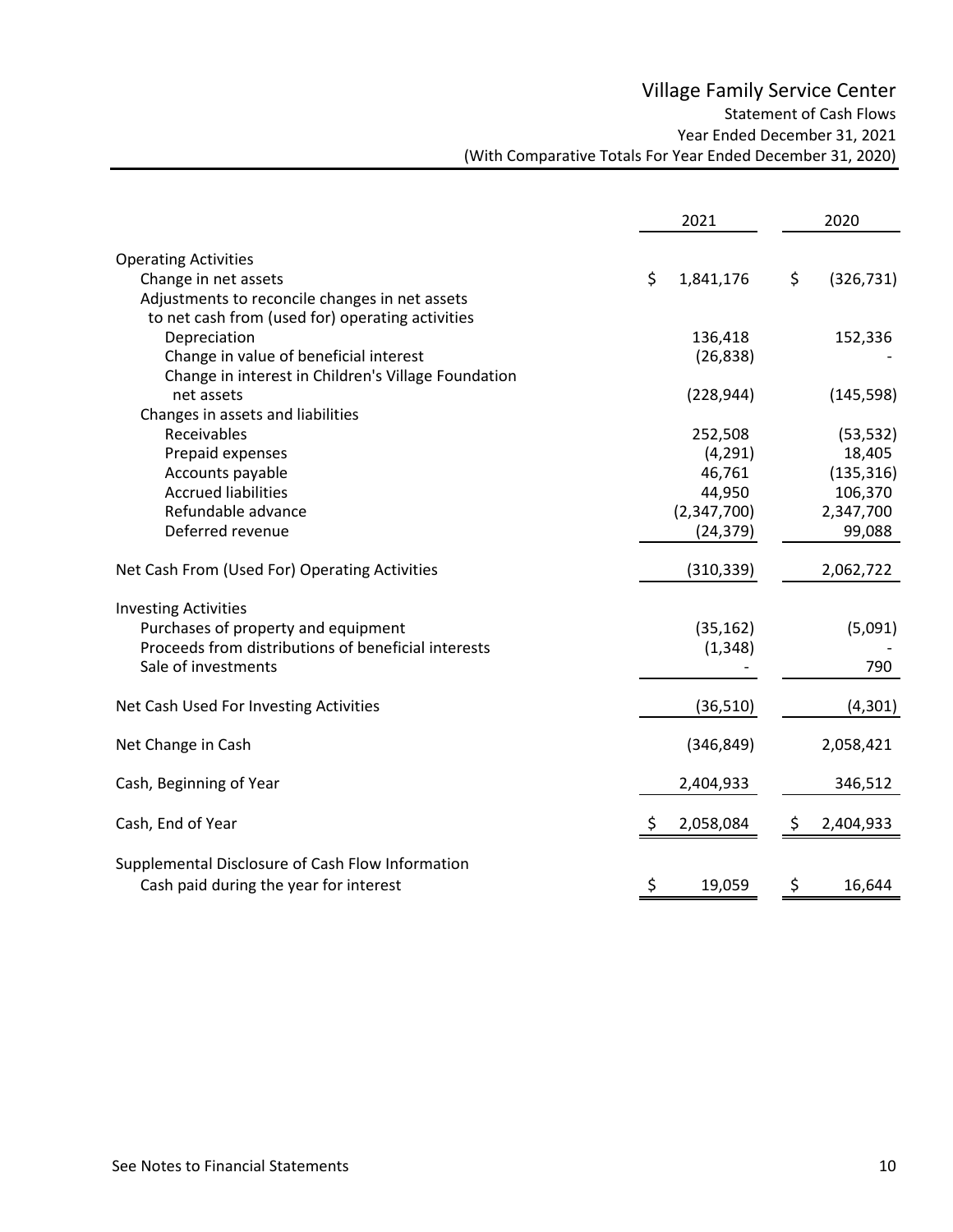# Village Family Service Center

## Statement of Cash Flows

Year Ended December 31, 2021

(With Comparative Totals For Year Ended December 31, 2020)

| | 2021 | 2020 |
|---|---|---|
| **Operating Activities** | | |
| Change in net assets | $ 1,841,176 | $ (326,731) |
| Adjustments to reconcile changes in net assets to net cash from (used for) operating activities | | |
| Depreciation | 136,418 | 152,336 |
| Change in value of beneficial interest | (26,838) | - |
| Change in interest in Children's Village Foundation net assets | (228,944) | (145,598) |
| Changes in assets and liabilities | | |
| Receivables | 252,508 | (53,532) |
| Prepaid expenses | (4,291) | 18,405 |
| Accounts payable | 46,761 | (135,316) |
| Accrued liabilities | 44,950 | 106,370 |
| Refundable advance | (2,347,700) | 2,347,700 |
| Deferred revenue | (24,379) | 99,088 |
| **Net Cash From (Used For) Operating Activities** | (310,339) | 2,062,722 |
| **Investing Activities** | | |
| Purchases of property and equipment | (35,162) | (5,091) |
| Proceeds from distributions of beneficial interests | (1,348) | - |
| Sale of investments | - | 790 |
| **Net Cash Used For Investing Activities** | (36,510) | (4,301) |
| **Net Change in Cash** | (346,849) | 2,058,421 |
| **Cash, Beginning of Year** | 2,404,933 | 346,512 |
| **Cash, End of Year** | $ 2,058,084 | $ 2,404,933 |
| **Supplemental Disclosure of Cash Flow Information** | | |
| Cash paid during the year for interest | $ 19,059 | $ 16,644 |

See Notes to Financial Statements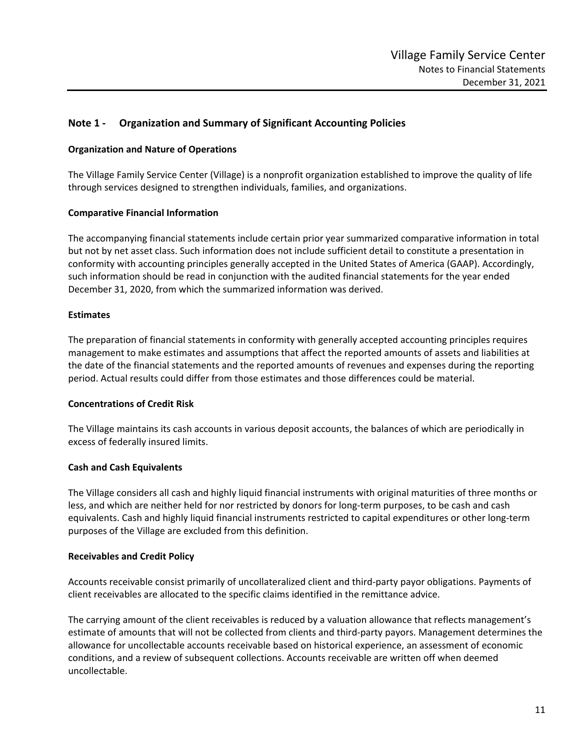## Note 1 - Organization and Summary of Significant Accounting Policies

### Organization and Nature of Operations

The Village Family Service Center (Village) is a nonprofit organization established to improve the quality of life through services designed to strengthen individuals, families, and organizations.

### Comparative Financial Information

The accompanying financial statements include certain prior year summarized comparative information in total but not by net asset class. Such information does not include sufficient detail to constitute a presentation in conformity with accounting principles generally accepted in the United States of America (GAAP). Accordingly, such information should be read in conjunction with the audited financial statements for the year ended December 31, 2020, from which the summarized information was derived.

### Estimates

The preparation of financial statements in conformity with generally accepted accounting principles requires management to make estimates and assumptions that affect the reported amounts of assets and liabilities at the date of the financial statements and the reported amounts of revenues and expenses during the reporting period. Actual results could differ from those estimates and those differences could be material.

### Concentrations of Credit Risk

The Village maintains its cash accounts in various deposit accounts, the balances of which are periodically in excess of federally insured limits.

### Cash and Cash Equivalents

The Village considers all cash and highly liquid financial instruments with original maturities of three months or less, and which are neither held for nor restricted by donors for long-term purposes, to be cash and cash equivalents. Cash and highly liquid financial instruments restricted to capital expenditures or other long-term purposes of the Village are excluded from this definition.

### Receivables and Credit Policy

Accounts receivable consist primarily of uncollateralized client and third-party payor obligations. Payments of client receivables are allocated to the specific claims identified in the remittance advice.

The carrying amount of the client receivables is reduced by a valuation allowance that reflects management's estimate of amounts that will not be collected from clients and third-party payors. Management determines the allowance for uncollectable accounts receivable based on historical experience, an assessment of economic conditions, and a review of subsequent collections. Accounts receivable are written off when deemed uncollectable.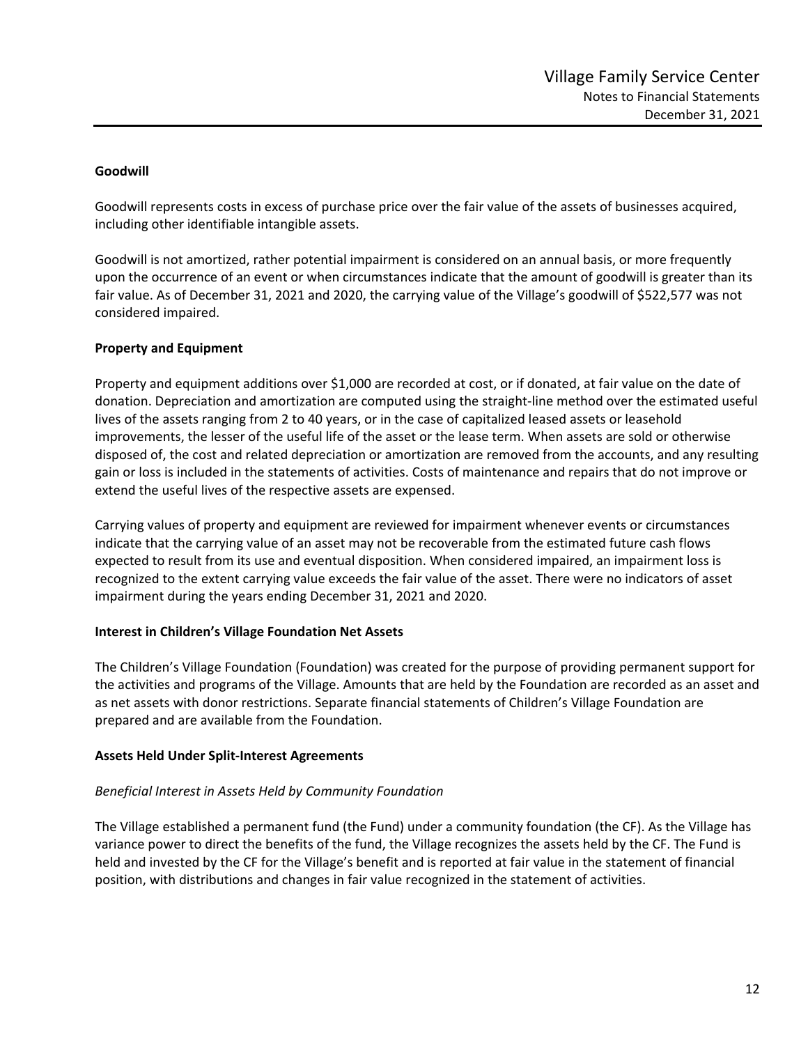### Goodwill

Goodwill represents costs in excess of purchase price over the fair value of the assets of businesses acquired, including other identifiable intangible assets.

Goodwill is not amortized, rather potential impairment is considered on an annual basis, or more frequently upon the occurrence of an event or when circumstances indicate that the amount of goodwill is greater than its fair value. As of December 31, 2021 and 2020, the carrying value of the Village's goodwill of $522,577 was not considered impaired.

### Property and Equipment

Property and equipment additions over $1,000 are recorded at cost, or if donated, at fair value on the date of donation. Depreciation and amortization are computed using the straight-line method over the estimated useful lives of the assets ranging from 2 to 40 years, or in the case of capitalized leased assets or leasehold improvements, the lesser of the useful life of the asset or the lease term. When assets are sold or otherwise disposed of, the cost and related depreciation or amortization are removed from the accounts, and any resulting gain or loss is included in the statements of activities. Costs of maintenance and repairs that do not improve or extend the useful lives of the respective assets are expensed.

Carrying values of property and equipment are reviewed for impairment whenever events or circumstances indicate that the carrying value of an asset may not be recoverable from the estimated future cash flows expected to result from its use and eventual disposition. When considered impaired, an impairment loss is recognized to the extent carrying value exceeds the fair value of the asset. There were no indicators of asset impairment during the years ending December 31, 2021 and 2020.

### Interest in Children's Village Foundation Net Assets

The Children's Village Foundation (Foundation) was created for the purpose of providing permanent support for the activities and programs of the Village. Amounts that are held by the Foundation are recorded as an asset and as net assets with donor restrictions. Separate financial statements of Children's Village Foundation are prepared and are available from the Foundation.

### Assets Held Under Split-Interest Agreements

*Beneficial Interest in Assets Held by Community Foundation*

The Village established a permanent fund (the Fund) under a community foundation (the CF). As the Village has variance power to direct the benefits of the fund, the Village recognizes the assets held by the CF. The Fund is held and invested by the CF for the Village's benefit and is reported at fair value in the statement of financial position, with distributions and changes in fair value recognized in the statement of activities.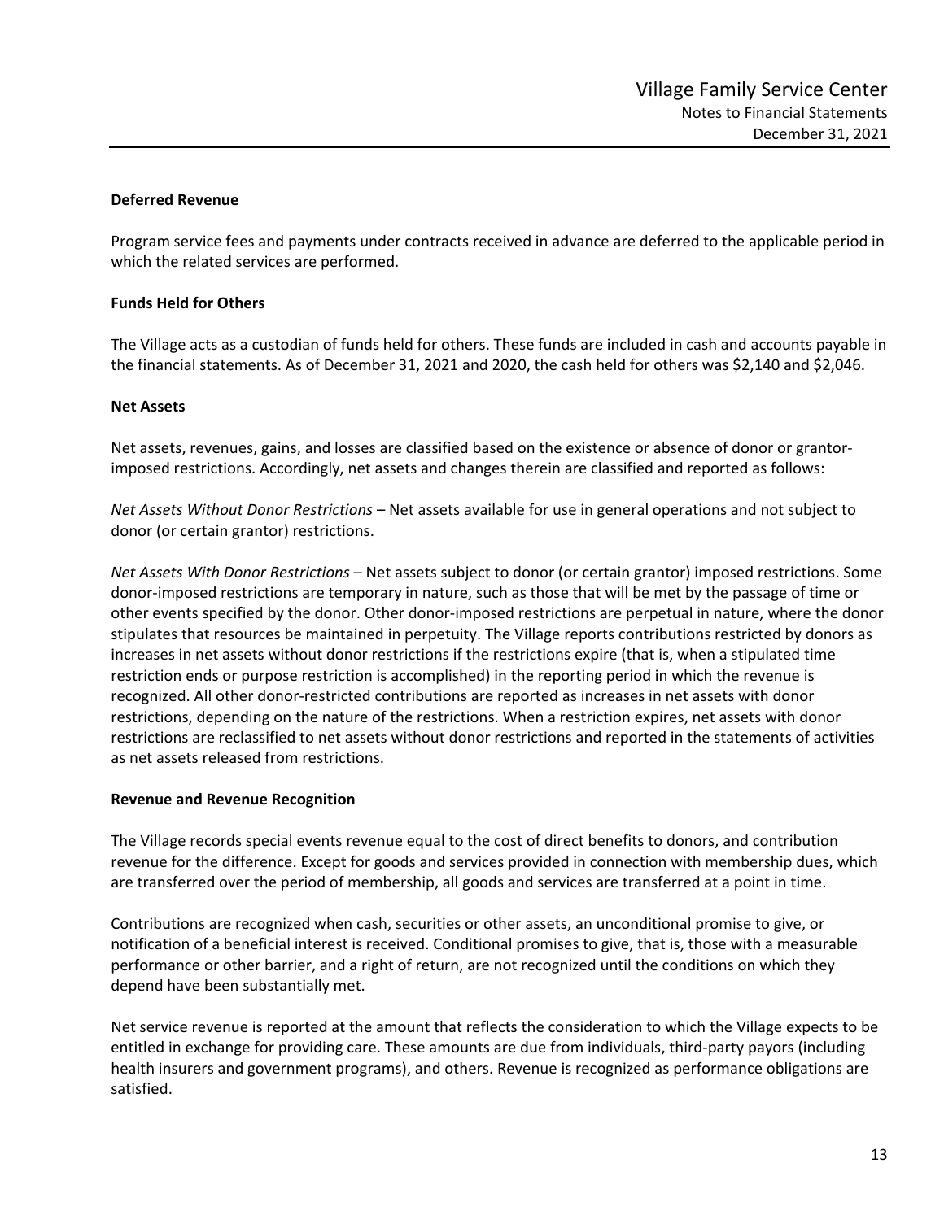**Deferred Revenue**

Program service fees and payments under contracts received in advance are deferred to the applicable period in which the related services are performed.

**Funds Held for Others**

The Village acts as a custodian of funds held for others. These funds are included in cash and accounts payable in the financial statements. As of December 31, 2021 and 2020, the cash held for others was $2,140 and $2,046.

**Net Assets**

Net assets, revenues, gains, and losses are classified based on the existence or absence of donor or grantor-imposed restrictions. Accordingly, net assets and changes therein are classified and reported as follows:

*Net Assets Without Donor Restrictions* – Net assets available for use in general operations and not subject to donor (or certain grantor) restrictions.

*Net Assets With Donor Restrictions* – Net assets subject to donor (or certain grantor) imposed restrictions. Some donor-imposed restrictions are temporary in nature, such as those that will be met by the passage of time or other events specified by the donor. Other donor-imposed restrictions are perpetual in nature, where the donor stipulates that resources be maintained in perpetuity. The Village reports contributions restricted by donors as increases in net assets without donor restrictions if the restrictions expire (that is, when a stipulated time restriction ends or purpose restriction is accomplished) in the reporting period in which the revenue is recognized. All other donor-restricted contributions are reported as increases in net assets with donor restrictions, depending on the nature of the restrictions. When a restriction expires, net assets with donor restrictions are reclassified to net assets without donor restrictions and reported in the statements of activities as net assets released from restrictions.

**Revenue and Revenue Recognition**

The Village records special events revenue equal to the cost of direct benefits to donors, and contribution revenue for the difference. Except for goods and services provided in connection with membership dues, which are transferred over the period of membership, all goods and services are transferred at a point in time.

Contributions are recognized when cash, securities or other assets, an unconditional promise to give, or notification of a beneficial interest is received. Conditional promises to give, that is, those with a measurable performance or other barrier, and a right of return, are not recognized until the conditions on which they depend have been substantially met.

Net service revenue is reported at the amount that reflects the consideration to which the Village expects to be entitled in exchange for providing care. These amounts are due from individuals, third-party payors (including health insurers and government programs), and others. Revenue is recognized as performance obligations are satisfied.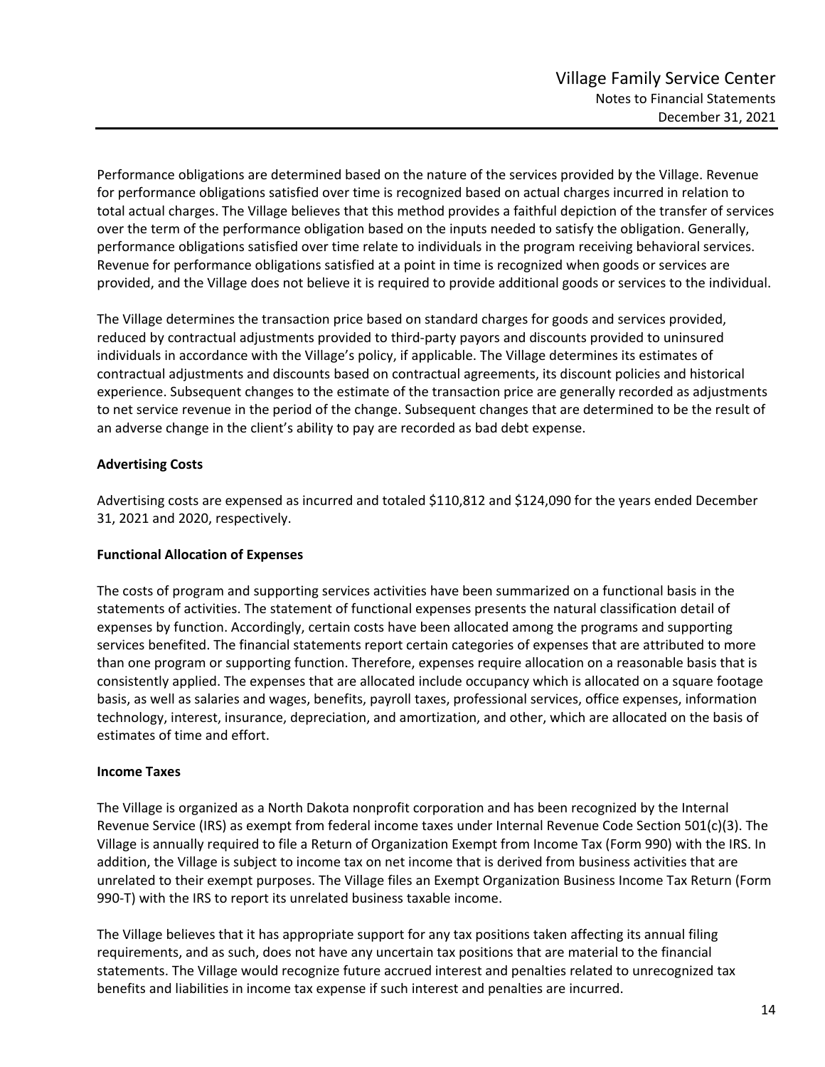Performance obligations are determined based on the nature of the services provided by the Village. Revenue for performance obligations satisfied over time is recognized based on actual charges incurred in relation to total actual charges. The Village believes that this method provides a faithful depiction of the transfer of services over the term of the performance obligation based on the inputs needed to satisfy the obligation. Generally, performance obligations satisfied over time relate to individuals in the program receiving behavioral services. Revenue for performance obligations satisfied at a point in time is recognized when goods or services are provided, and the Village does not believe it is required to provide additional goods or services to the individual.

The Village determines the transaction price based on standard charges for goods and services provided, reduced by contractual adjustments provided to third-party payors and discounts provided to uninsured individuals in accordance with the Village's policy, if applicable. The Village determines its estimates of contractual adjustments and discounts based on contractual agreements, its discount policies and historical experience. Subsequent changes to the estimate of the transaction price are generally recorded as adjustments to net service revenue in the period of the change. Subsequent changes that are determined to be the result of an adverse change in the client's ability to pay are recorded as bad debt expense.

**Advertising Costs**

Advertising costs are expensed as incurred and totaled $110,812 and $124,090 for the years ended December 31, 2021 and 2020, respectively.

**Functional Allocation of Expenses**

The costs of program and supporting services activities have been summarized on a functional basis in the statements of activities. The statement of functional expenses presents the natural classification detail of expenses by function. Accordingly, certain costs have been allocated among the programs and supporting services benefited. The financial statements report certain categories of expenses that are attributed to more than one program or supporting function. Therefore, expenses require allocation on a reasonable basis that is consistently applied. The expenses that are allocated include occupancy which is allocated on a square footage basis, as well as salaries and wages, benefits, payroll taxes, professional services, office expenses, information technology, interest, insurance, depreciation, and amortization, and other, which are allocated on the basis of estimates of time and effort.

**Income Taxes**

The Village is organized as a North Dakota nonprofit corporation and has been recognized by the Internal Revenue Service (IRS) as exempt from federal income taxes under Internal Revenue Code Section 501(c)(3). The Village is annually required to file a Return of Organization Exempt from Income Tax (Form 990) with the IRS. In addition, the Village is subject to income tax on net income that is derived from business activities that are unrelated to their exempt purposes. The Village files an Exempt Organization Business Income Tax Return (Form 990-T) with the IRS to report its unrelated business taxable income.

The Village believes that it has appropriate support for any tax positions taken affecting its annual filing requirements, and as such, does not have any uncertain tax positions that are material to the financial statements. The Village would recognize future accrued interest and penalties related to unrecognized tax benefits and liabilities in income tax expense if such interest and penalties are incurred.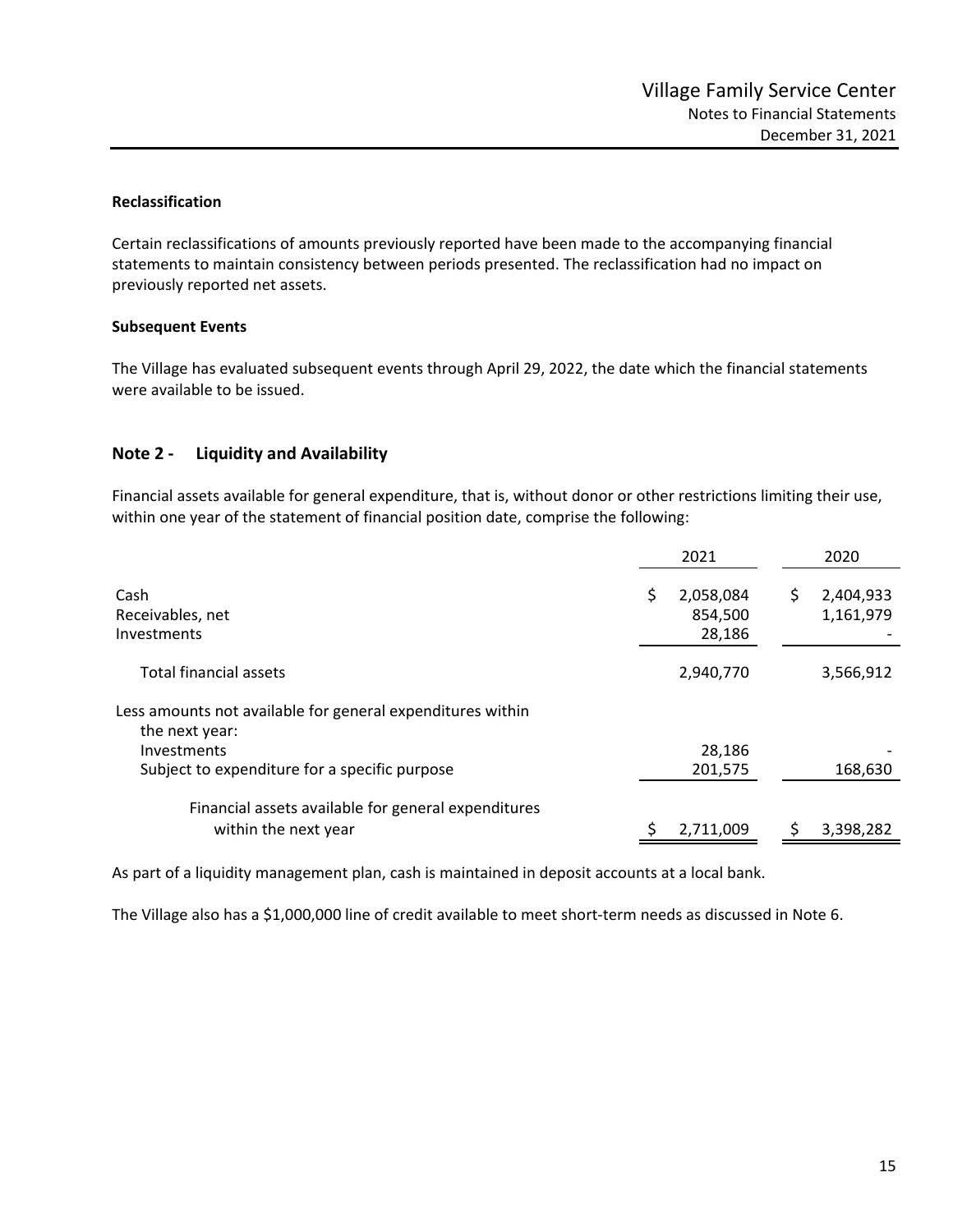**Reclassification**

Certain reclassifications of amounts previously reported have been made to the accompanying financial statements to maintain consistency between periods presented. The reclassification had no impact on previously reported net assets.

**Subsequent Events**

The Village has evaluated subsequent events through April 29, 2022, the date which the financial statements were available to be issued.

## Note 2 - Liquidity and Availability

Financial assets available for general expenditure, that is, without donor or other restrictions limiting their use, within one year of the statement of financial position date, comprise the following:

| | 2021 | 2020 |
|---|---|---|
| Cash | $ 2,058,084 | $ 2,404,933 |
| Receivables, net | 854,500 | 1,161,979 |
| Investments | 28,186 | - |
| Total financial assets | 2,940,770 | 3,566,912 |
| Less amounts not available for general expenditures within the next year: | | |
| Investments | 28,186 | - |
| Subject to expenditure for a specific purpose | 201,575 | 168,630 |
| Financial assets available for general expenditures within the next year | $ 2,711,009 | $ 3,398,282 |

As part of a liquidity management plan, cash is maintained in deposit accounts at a local bank.

The Village also has a $1,000,000 line of credit available to meet short-term needs as discussed in Note 6.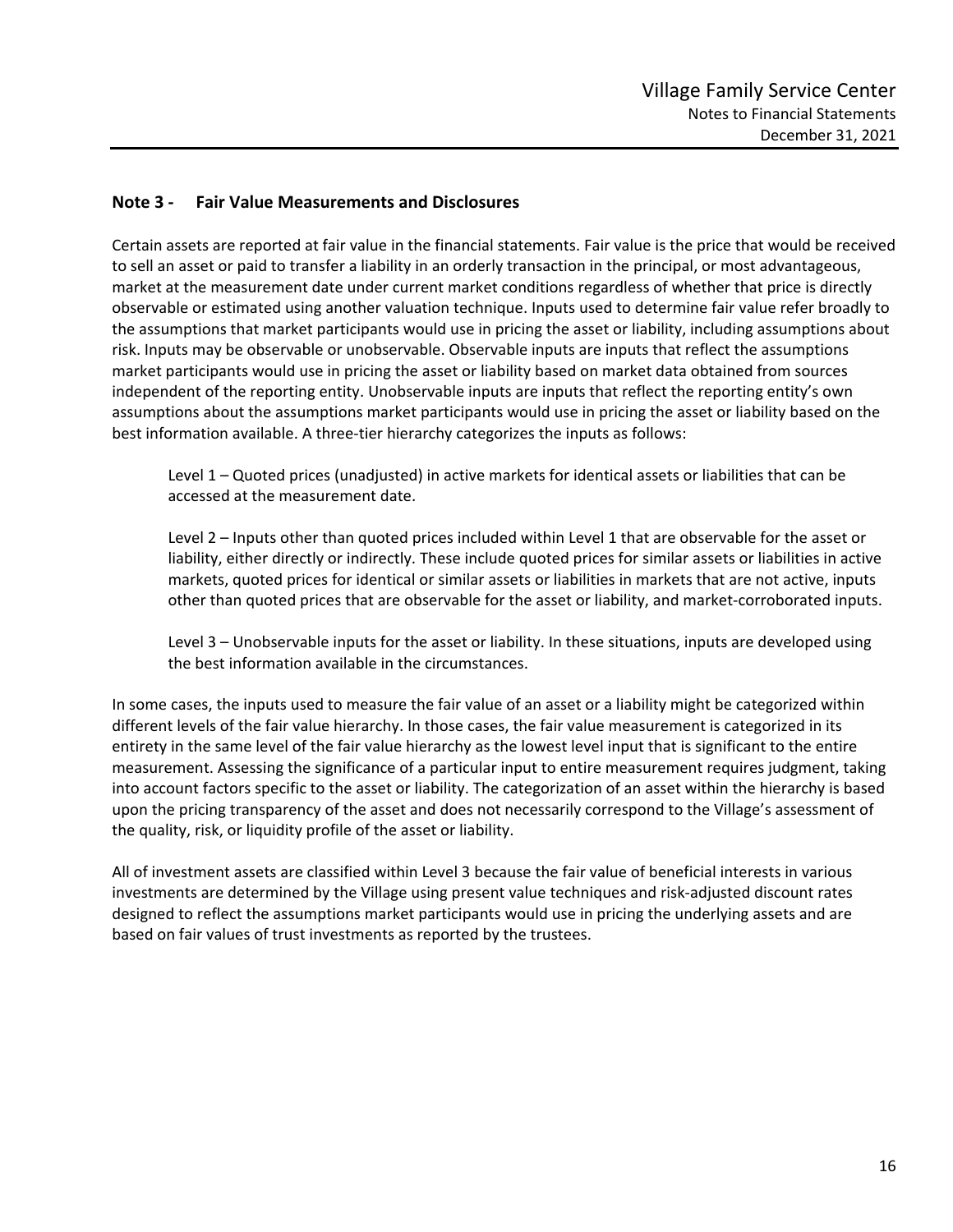## Note 3 - Fair Value Measurements and Disclosures

Certain assets are reported at fair value in the financial statements. Fair value is the price that would be received to sell an asset or paid to transfer a liability in an orderly transaction in the principal, or most advantageous, market at the measurement date under current market conditions regardless of whether that price is directly observable or estimated using another valuation technique. Inputs used to determine fair value refer broadly to the assumptions that market participants would use in pricing the asset or liability, including assumptions about risk. Inputs may be observable or unobservable. Observable inputs are inputs that reflect the assumptions market participants would use in pricing the asset or liability based on market data obtained from sources independent of the reporting entity. Unobservable inputs are inputs that reflect the reporting entity's own assumptions about the assumptions market participants would use in pricing the asset or liability based on the best information available. A three-tier hierarchy categorizes the inputs as follows:

> Level 1 – Quoted prices (unadjusted) in active markets for identical assets or liabilities that can be accessed at the measurement date.
>
> Level 2 – Inputs other than quoted prices included within Level 1 that are observable for the asset or liability, either directly or indirectly. These include quoted prices for similar assets or liabilities in active markets, quoted prices for identical or similar assets or liabilities in markets that are not active, inputs other than quoted prices that are observable for the asset or liability, and market-corroborated inputs.
>
> Level 3 – Unobservable inputs for the asset or liability. In these situations, inputs are developed using the best information available in the circumstances.

In some cases, the inputs used to measure the fair value of an asset or a liability might be categorized within different levels of the fair value hierarchy. In those cases, the fair value measurement is categorized in its entirety in the same level of the fair value hierarchy as the lowest level input that is significant to the entire measurement. Assessing the significance of a particular input to entire measurement requires judgment, taking into account factors specific to the asset or liability. The categorization of an asset within the hierarchy is based upon the pricing transparency of the asset and does not necessarily correspond to the Village's assessment of the quality, risk, or liquidity profile of the asset or liability.

All of investment assets are classified within Level 3 because the fair value of beneficial interests in various investments are determined by the Village using present value techniques and risk-adjusted discount rates designed to reflect the assumptions market participants would use in pricing the underlying assets and are based on fair values of trust investments as reported by the trustees.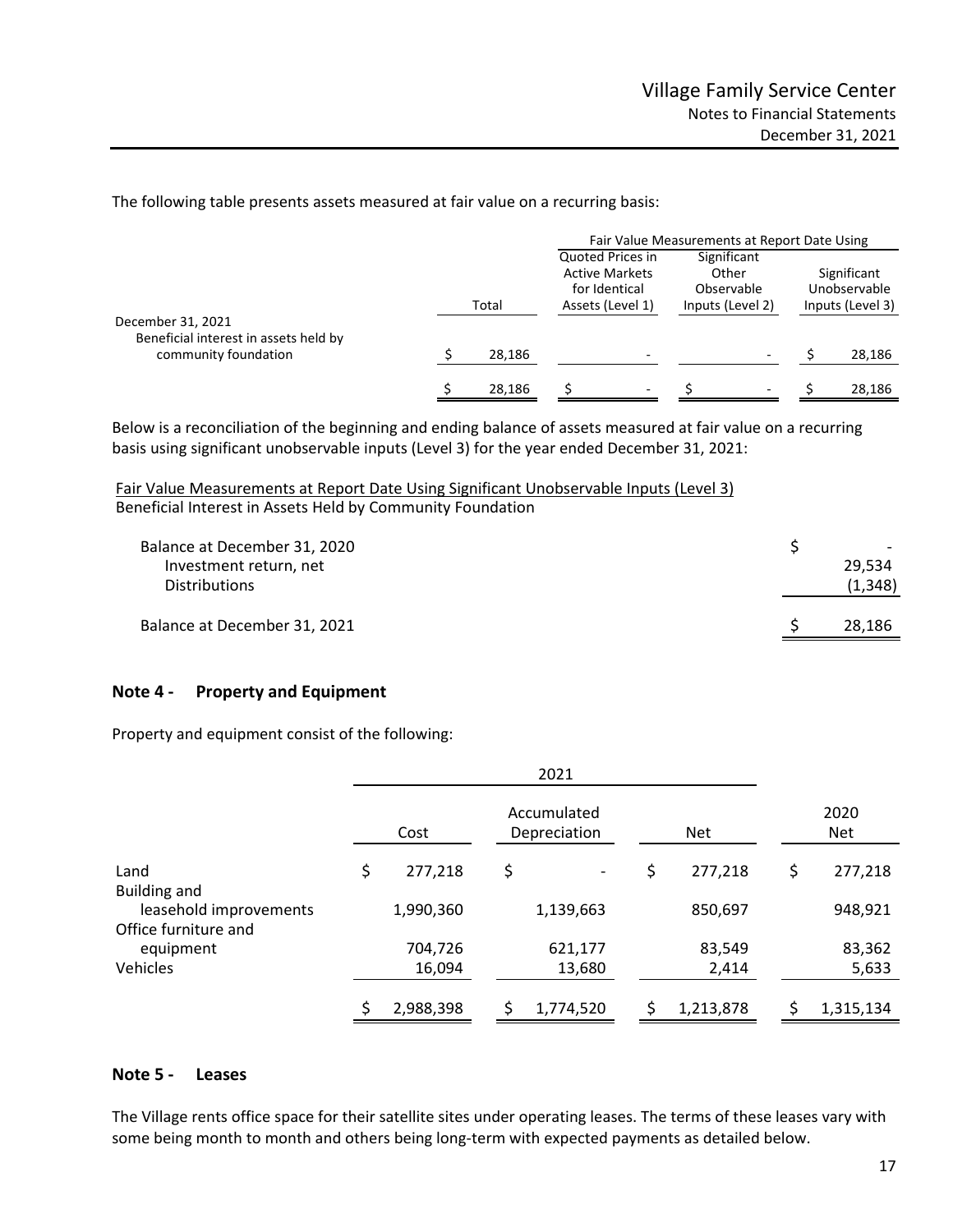The following table presents assets measured at fair value on a recurring basis:

| | Total | Fair Value Measurements at Report Date Using | | |
|---|---|---|---|---|
| | | Quoted Prices in Active Markets for Identical Assets (Level 1) | Significant Other Observable Inputs (Level 2) | Significant Unobservable Inputs (Level 3) |
| December 31, 2021 | | | | |
| Beneficial interest in assets held by community foundation | $ 28,186 | - | - | $ 28,186 |
| | $ 28,186 | $ - | $ - | $ 28,186 |

Below is a reconciliation of the beginning and ending balance of assets measured at fair value on a recurring basis using significant unobservable inputs (Level 3) for the year ended December 31, 2021:

Fair Value Measurements at Report Date Using Significant Unobservable Inputs (Level 3)
Beneficial Interest in Assets Held by Community Foundation

| | |
|---|---|
| Balance at December 31, 2020 | $ - |
| Investment return, net | 29,534 |
| Distributions | (1,348) |
| Balance at December 31, 2021 | $ 28,186 |

## Note 4 - Property and Equipment

Property and equipment consist of the following:

| | 2021 | | | |
|---|---|---|---|---|
| | Cost | Accumulated Depreciation | Net | 2020 Net |
| Land | $ 277,218 | $ - | $ 277,218 | $ 277,218 |
| Building and leasehold improvements | 1,990,360 | 1,139,663 | 850,697 | 948,921 |
| Office furniture and equipment | 704,726 | 621,177 | 83,549 | 83,362 |
| Vehicles | 16,094 | 13,680 | 2,414 | 5,633 |
| | $ 2,988,398 | $ 1,774,520 | $ 1,213,878 | $ 1,315,134 |

## Note 5 - Leases

The Village rents office space for their satellite sites under operating leases. The terms of these leases vary with some being month to month and others being long-term with expected payments as detailed below.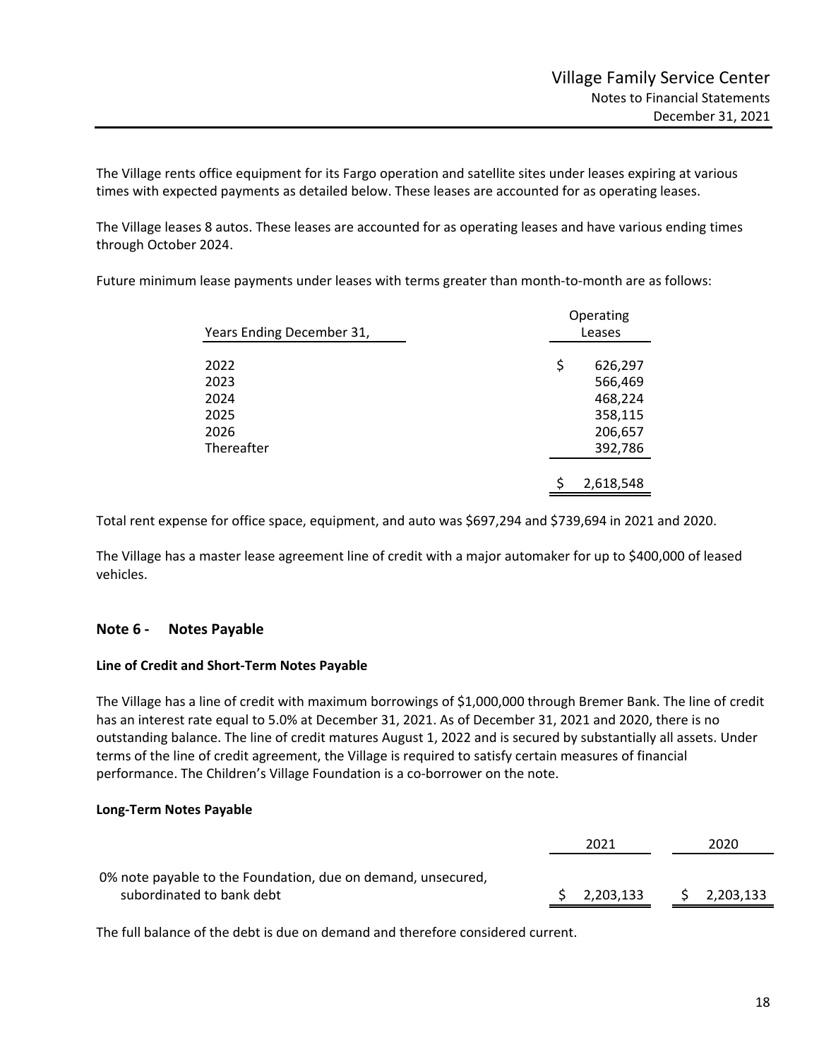The Village rents office equipment for its Fargo operation and satellite sites under leases expiring at various times with expected payments as detailed below. These leases are accounted for as operating leases.

The Village leases 8 autos. These leases are accounted for as operating leases and have various ending times through October 2024.

Future minimum lease payments under leases with terms greater than month-to-month are as follows:

| Years Ending December 31, | Operating Leases |
|---|---|
| 2022 | $ 626,297 |
| 2023 | 566,469 |
| 2024 | 468,224 |
| 2025 | 358,115 |
| 2026 | 206,657 |
| Thereafter | 392,786 |
| | $ 2,618,548 |

Total rent expense for office space, equipment, and auto was $697,294 and $739,694 in 2021 and 2020.

The Village has a master lease agreement line of credit with a major automaker for up to $400,000 of leased vehicles.

## Note 6 - Notes Payable

### Line of Credit and Short-Term Notes Payable

The Village has a line of credit with maximum borrowings of $1,000,000 through Bremer Bank. The line of credit has an interest rate equal to 5.0% at December 31, 2021. As of December 31, 2021 and 2020, there is no outstanding balance. The line of credit matures August 1, 2022 and is secured by substantially all assets. Under terms of the line of credit agreement, the Village is required to satisfy certain measures of financial performance. The Children's Village Foundation is a co-borrower on the note.

### Long-Term Notes Payable

| | 2021 | 2020 |
|---|---|---|
| 0% note payable to the Foundation, due on demand, unsecured, subordinated to bank debt | $ 2,203,133 | $ 2,203,133 |

The full balance of the debt is due on demand and therefore considered current.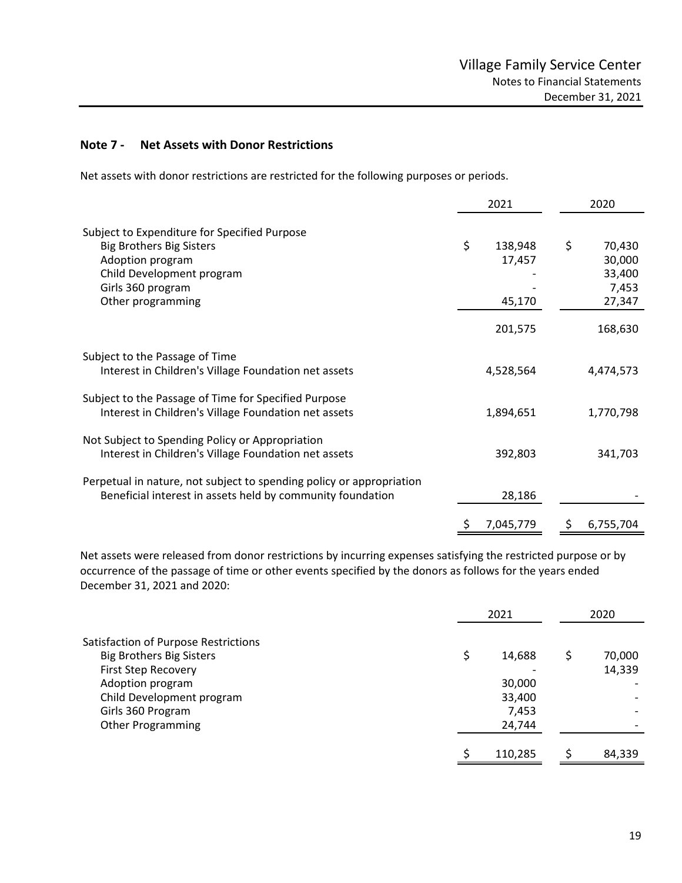## Note 7 - Net Assets with Donor Restrictions

Net assets with donor restrictions are restricted for the following purposes or periods.

| | 2021 | 2020 |
|---|---|---|
| Subject to Expenditure for Specified Purpose | | |
| Big Brothers Big Sisters | $ 138,948 | $ 70,430 |
| Adoption program | 17,457 | 30,000 |
| Child Development program | - | 33,400 |
| Girls 360 program | - | 7,453 |
| Other programming | 45,170 | 27,347 |
| | 201,575 | 168,630 |
| Subject to the Passage of Time | | |
| Interest in Children's Village Foundation net assets | 4,528,564 | 4,474,573 |
| Subject to the Passage of Time for Specified Purpose | | |
| Interest in Children's Village Foundation net assets | 1,894,651 | 1,770,798 |
| Not Subject to Spending Policy or Appropriation | | |
| Interest in Children's Village Foundation net assets | 392,803 | 341,703 |
| Perpetual in nature, not subject to spending policy or appropriation | | |
| Beneficial interest in assets held by community foundation | 28,186 | - |
| | $ 7,045,779 | $ 6,755,704 |

Net assets were released from donor restrictions by incurring expenses satisfying the restricted purpose or by occurrence of the passage of time or other events specified by the donors as follows for the years ended December 31, 2021 and 2020:

| | 2021 | 2020 |
|---|---|---|
| Satisfaction of Purpose Restrictions | | |
| Big Brothers Big Sisters | $ 14,688 | $ 70,000 |
| First Step Recovery | - | 14,339 |
| Adoption program | 30,000 | - |
| Child Development program | 33,400 | - |
| Girls 360 Program | 7,453 | - |
| Other Programming | 24,744 | - |
| | $ 110,285 | $ 84,339 |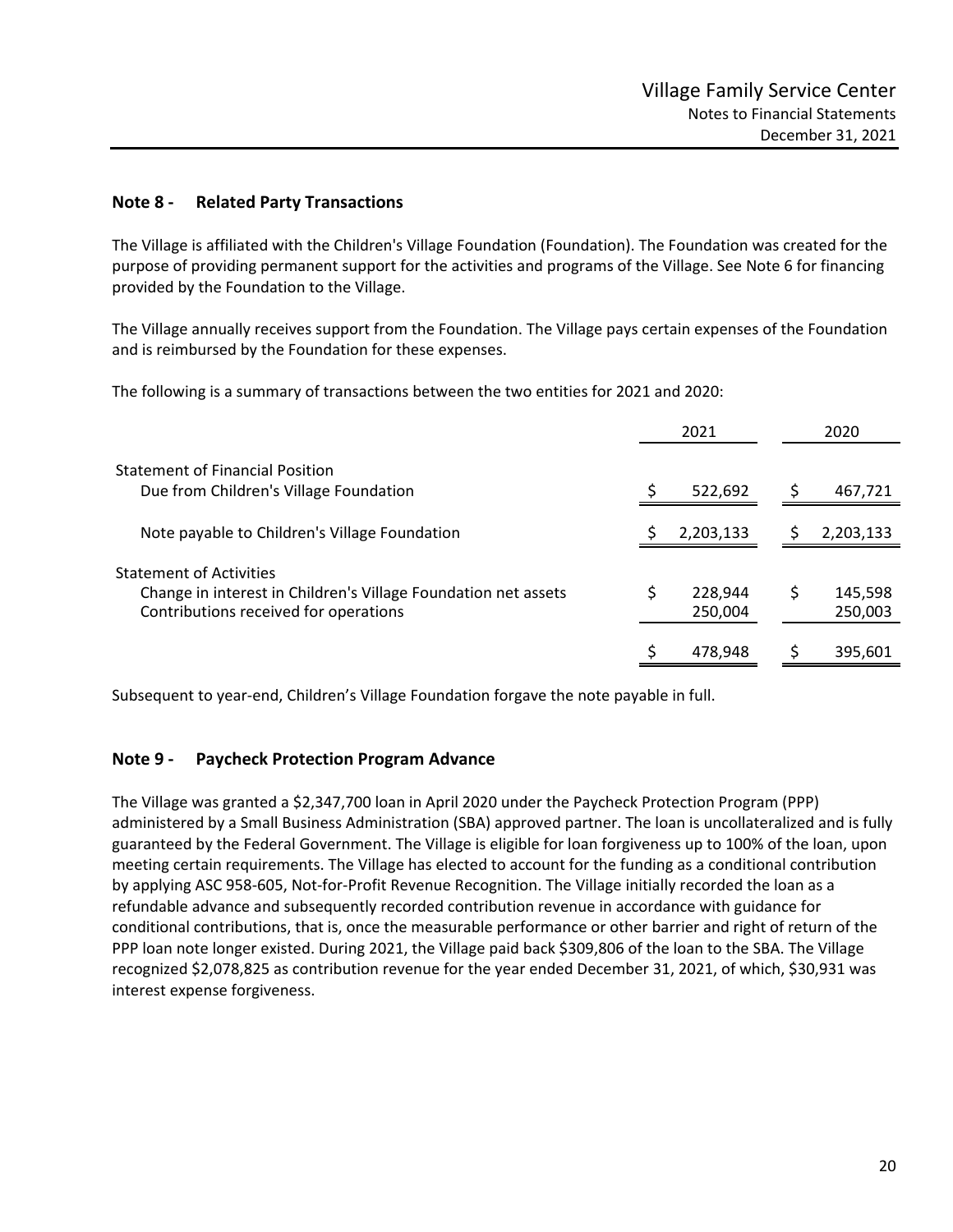## Note 8 - Related Party Transactions

The Village is affiliated with the Children's Village Foundation (Foundation). The Foundation was created for the purpose of providing permanent support for the activities and programs of the Village. See Note 6 for financing provided by the Foundation to the Village.

The Village annually receives support from the Foundation. The Village pays certain expenses of the Foundation and is reimbursed by the Foundation for these expenses.

The following is a summary of transactions between the two entities for 2021 and 2020:

| | 2021 | 2020 |
|---|---|---|
| Statement of Financial Position | | |
| Due from Children's Village Foundation | $ 522,692 | $ 467,721 |
| Note payable to Children's Village Foundation | $ 2,203,133 | $ 2,203,133 |
| Statement of Activities | | |
| Change in interest in Children's Village Foundation net assets | $ 228,944 | $ 145,598 |
| Contributions received for operations | 250,004 | 250,003 |
| | $ 478,948 | $ 395,601 |

Subsequent to year-end, Children's Village Foundation forgave the note payable in full.

## Note 9 - Paycheck Protection Program Advance

The Village was granted a $2,347,700 loan in April 2020 under the Paycheck Protection Program (PPP) administered by a Small Business Administration (SBA) approved partner. The loan is uncollateralized and is fully guaranteed by the Federal Government. The Village is eligible for loan forgiveness up to 100% of the loan, upon meeting certain requirements. The Village has elected to account for the funding as a conditional contribution by applying ASC 958-605, Not-for-Profit Revenue Recognition. The Village initially recorded the loan as a refundable advance and subsequently recorded contribution revenue in accordance with guidance for conditional contributions, that is, once the measurable performance or other barrier and right of return of the PPP loan note longer existed. During 2021, the Village paid back $309,806 of the loan to the SBA. The Village recognized $2,078,825 as contribution revenue for the year ended December 31, 2021, of which, $30,931 was interest expense forgiveness.